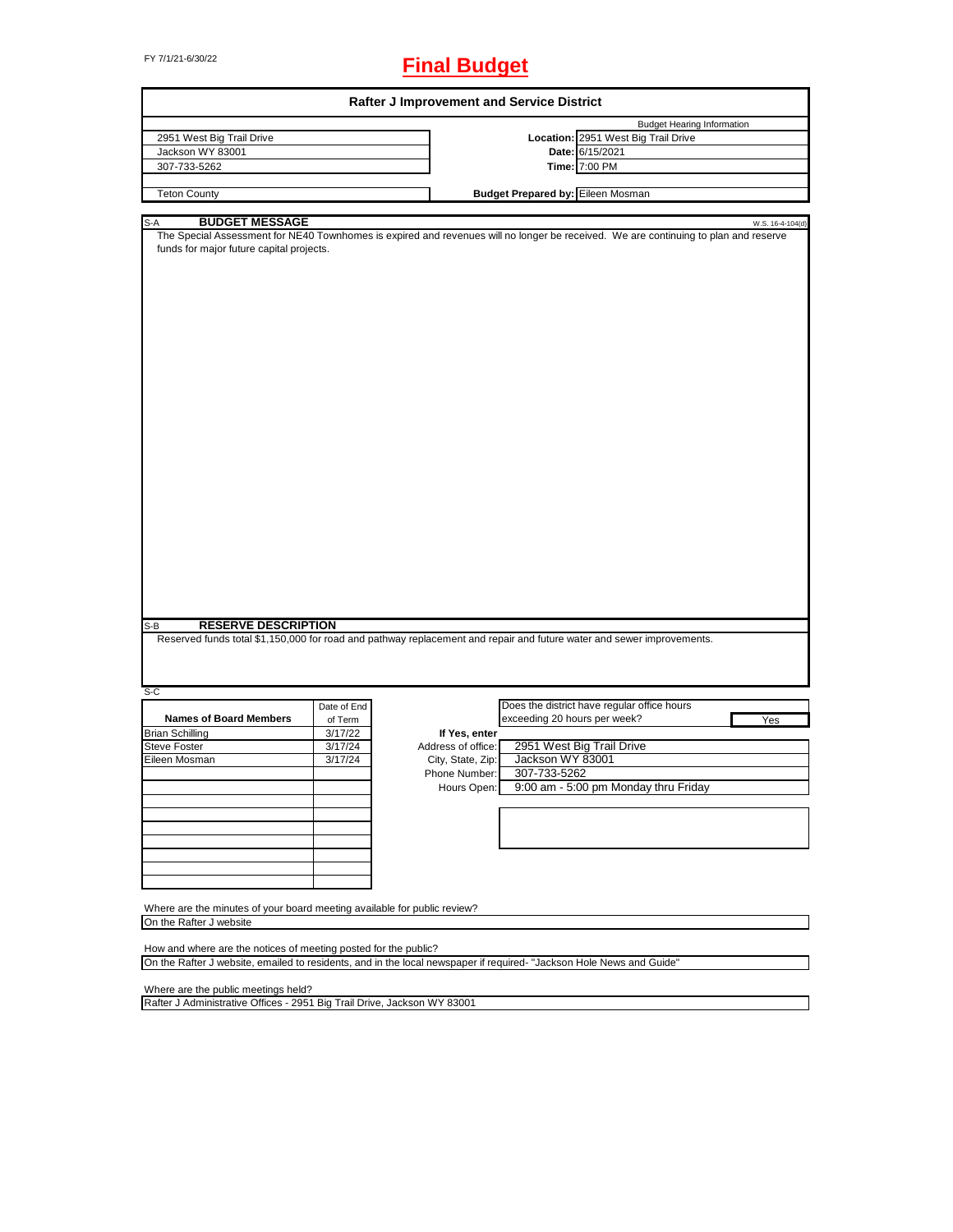FY 7/1/21-6/30/22

# Final Budget

## Rafter J Improvement and Service District

| | | Budget Hearing Information |
|---|---|---|
| 2951 West Big Trail Drive | **Location:** | 2951 West Big Trail Drive |
| Jackson WY 83001 | **Date:** | 6/15/2021 |
| 307-733-5262 | **Time:** | 7:00 PM |
| Teton County | **Budget Prepared by:** | Eileen Mosman |

S-A **BUDGET MESSAGE** W.S. 16-4-104(d)

The Special Assessment for NE40 Townhomes is expired and revenues will no longer be received. We are continuing to plan and reserve funds for major future capital projects.

S-B **RESERVE DESCRIPTION**

Reserved funds total $1,150,000 for road and pathway replacement and repair and future water and sewer improvements.

S-C

| Names of Board Members | Date of End of Term |
|---|---|
| Brian Schilling | 3/17/22 |
| Steve Foster | 3/17/24 |
| Eileen Mosman | 3/17/24 |

Does the district have regular office hours exceeding 20 hours per week? Yes

If Yes, enter

| | |
|---|---|
| Address of office: | 2951 West Big Trail Drive |
| City, State, Zip: | Jackson WY 83001 |
| Phone Number: | 307-733-5262 |
| Hours Open: | 9:00 am - 5:00 pm Monday thru Friday |

Where are the minutes of your board meeting available for public review?

On the Rafter J website

How and where are the notices of meeting posted for the public?

On the Rafter J website, emailed to residents, and in the local newspaper if required- "Jackson Hole News and Guide"

Where are the public meetings held?

Rafter J Administrative Offices - 2951 Big Trail Drive, Jackson WY 83001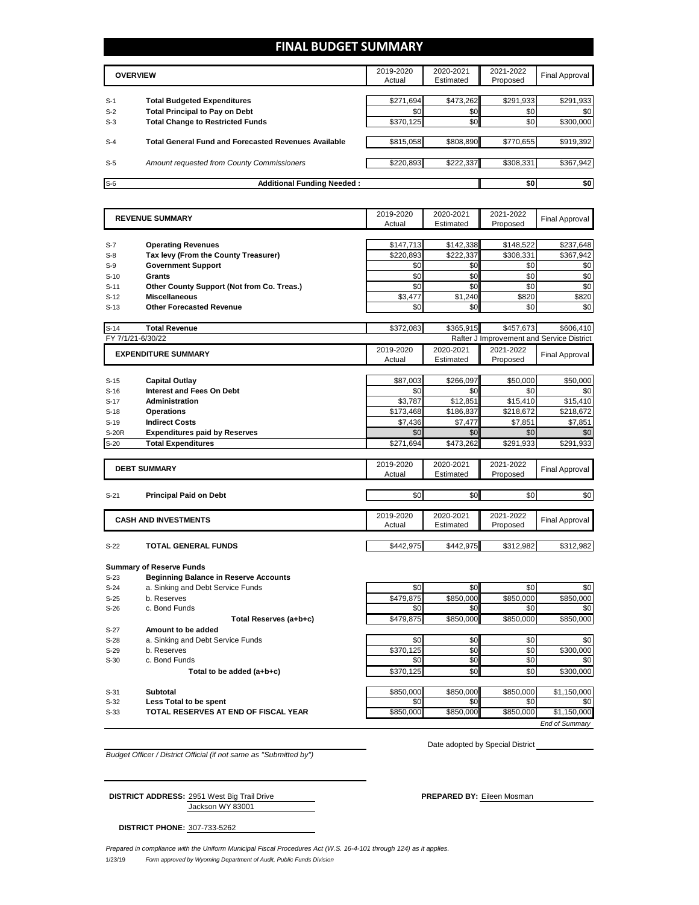# FINAL BUDGET SUMMARY

| | OVERVIEW | 2019-2020 Actual | 2020-2021 Estimated | 2021-2022 Proposed | Final Approval |
|---|---|---|---|---|---|
| S-1 | **Total Budgeted Expenditures** | $271,694 | $473,262 | $291,933 | $291,933 |
| S-2 | **Total Principal to Pay on Debt** | $0 | $0 | $0 | $0 |
| S-3 | **Total Change to Restricted Funds** | $370,125 | $0 | $0 | $300,000 |
| S-4 | **Total General Fund and Forecasted Revenues Available** | $815,058 | $808,890 | $770,655 | $919,392 |
| S-5 | *Amount requested from County Commissioners* | $220,893 | $222,337 | $308,331 | $367,942 |
| S-6 | **Additional Funding Needed :** | | | $0 | $0 |

| | REVENUE SUMMARY | 2019-2020 Actual | 2020-2021 Estimated | 2021-2022 Proposed | Final Approval |
|---|---|---|---|---|---|
| S-7 | **Operating Revenues** | $147,713 | $142,338 | $148,522 | $237,648 |
| S-8 | **Tax levy (From the County Treasurer)** | $220,893 | $222,337 | $308,331 | $367,942 |
| S-9 | **Government Support** | $0 | $0 | $0 | $0 |
| S-10 | **Grants** | $0 | $0 | $0 | $0 |
| S-11 | **Other County Support (Not from Co. Treas.)** | $0 | $0 | $0 | $0 |
| S-12 | **Miscellaneous** | $3,477 | $1,240 | $820 | $820 |
| S-13 | **Other Forecasted Revenue** | $0 | $0 | $0 | $0 |
| S-14 | **Total Revenue** | $372,083 | $365,915 | $457,673 | $606,410 |

FY 7/1/21-6/30/22 — Rafter J Improvement and Service District

| | EXPENDITURE SUMMARY | 2019-2020 Actual | 2020-2021 Estimated | 2021-2022 Proposed | Final Approval |
|---|---|---|---|---|---|
| S-15 | **Capital Outlay** | $87,003 | $266,097 | $50,000 | $50,000 |
| S-16 | **Interest and Fees On Debt** | $0 | $0 | $0 | $0 |
| S-17 | **Administration** | $3,787 | $12,851 | $15,410 | $15,410 |
| S-18 | **Operations** | $173,468 | $186,837 | $218,672 | $218,672 |
| S-19 | **Indirect Costs** | $7,436 | $7,477 | $7,851 | $7,851 |
| S-20R | **Expenditures paid by Reserves** | $0 | $0 | $0 | $0 |
| S-20 | **Total Expenditures** | $271,694 | $473,262 | $291,933 | $291,933 |

| | DEBT SUMMARY | 2019-2020 Actual | 2020-2021 Estimated | 2021-2022 Proposed | Final Approval |
|---|---|---|---|---|---|
| S-21 | **Principal Paid on Debt** | $0 | $0 | $0 | $0 |

| | CASH AND INVESTMENTS | 2019-2020 Actual | 2020-2021 Estimated | 2021-2022 Proposed | Final Approval |
|---|---|---|---|---|---|
| S-22 | **TOTAL GENERAL FUNDS** | $442,975 | $442,975 | $312,982 | $312,982 |

**Summary of Reserve Funds**

| | | 2019-2020 Actual | 2020-2021 Estimated | 2021-2022 Proposed | Final Approval |
|---|---|---|---|---|---|
| S-23 | **Beginning Balance in Reserve Accounts** | | | | |
| S-24 | a. Sinking and Debt Service Funds | $0 | $0 | $0 | $0 |
| S-25 | b. Reserves | $479,875 | $850,000 | $850,000 | $850,000 |
| S-26 | c. Bond Funds | $0 | $0 | $0 | $0 |
| | **Total Reserves (a+b+c)** | $479,875 | $850,000 | $850,000 | $850,000 |
| S-27 | **Amount to be added** | | | | |
| S-28 | a. Sinking and Debt Service Funds | $0 | $0 | $0 | $0 |
| S-29 | b. Reserves | $370,125 | $0 | $0 | $300,000 |
| S-30 | c. Bond Funds | $0 | $0 | $0 | $0 |
| | **Total to be added (a+b+c)** | $370,125 | $0 | $0 | $300,000 |
| S-31 | **Subtotal** | $850,000 | $850,000 | $850,000 | $1,150,000 |
| S-32 | **Less Total to be spent** | $0 | $0 | $0 | $0 |
| S-33 | **TOTAL RESERVES AT END OF FISCAL YEAR** | $850,000 | $850,000 | $850,000 | $1,150,000 |

*End of Summary*

*Budget Officer / District Official (if not same as "Submitted by")*

Date adopted by Special District

**DISTRICT ADDRESS:** 2951 West Big Trail Drive
Jackson WY 83001

**PREPARED BY:** Eileen Mosman

**DISTRICT PHONE:** 307-733-5262

*Prepared in compliance with the Uniform Municipal Fiscal Procedures Act (W.S. 16-4-101 through 124) as it applies.*

1/23/19 *Form approved by Wyoming Department of Audit, Public Funds Division*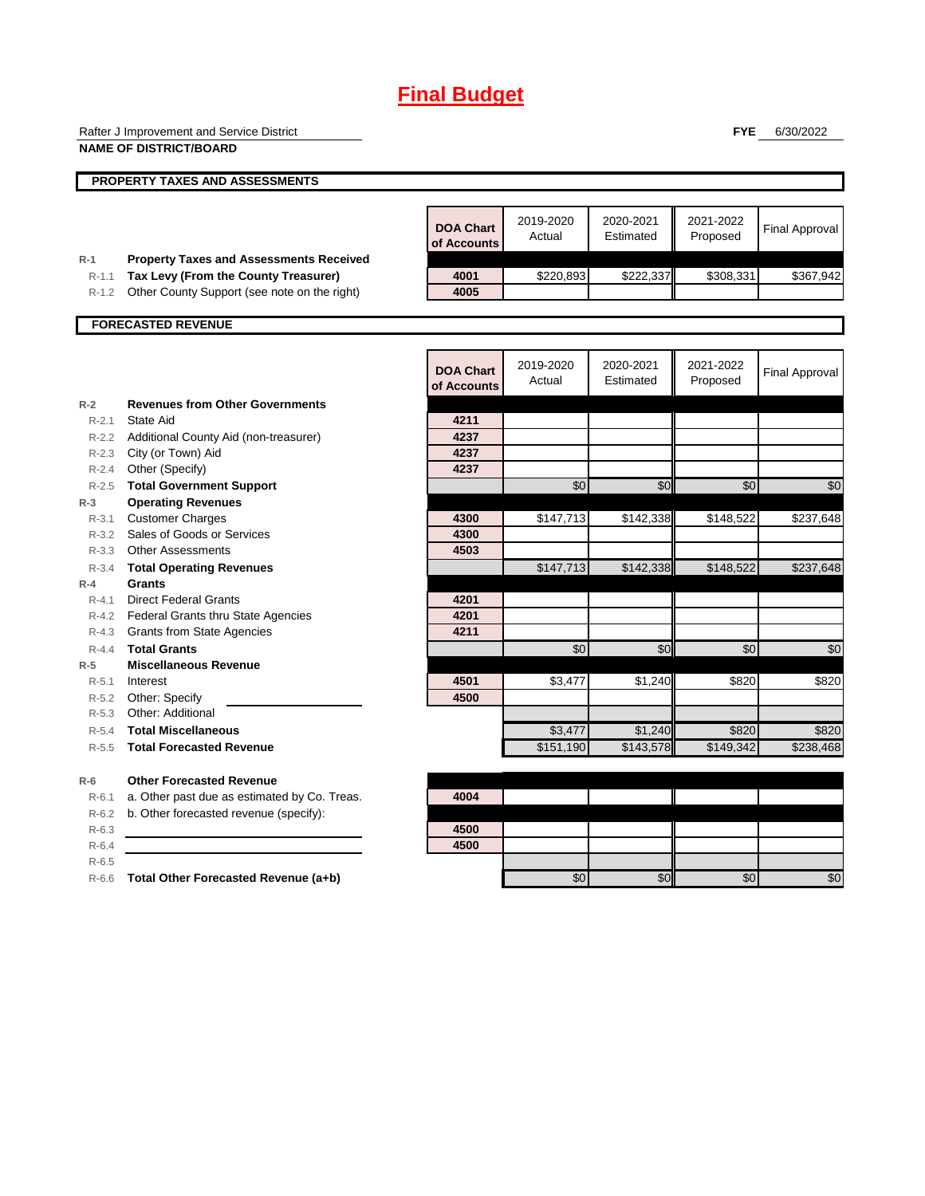# Final Budget

Rafter J Improvement and Service District
**NAME OF DISTRICT/BOARD**

**FYE** 6/30/2022

## PROPERTY TAXES AND ASSESSMENTS

| | | DOA Chart of Accounts | 2019-2020 Actual | 2020-2021 Estimated | 2021-2022 Proposed | Final Approval |
|---|---|---|---|---|---|---|
| R-1 | **Property Taxes and Assessments Received** | | | | | |
| R-1.1 | **Tax Levy (From the County Treasurer)** | 4001 | $220,893 | $222,337 | $308,331 | $367,942 |
| R-1.2 | Other County Support (see note on the right) | 4005 | | | | |

## FORECASTED REVENUE

| | | DOA Chart of Accounts | 2019-2020 Actual | 2020-2021 Estimated | 2021-2022 Proposed | Final Approval |
|---|---|---|---|---|---|---|
| R-2 | **Revenues from Other Governments** | | | | | |
| R-2.1 | State Aid | 4211 | | | | |
| R-2.2 | Additional County Aid (non-treasurer) | 4237 | | | | |
| R-2.3 | City (or Town) Aid | 4237 | | | | |
| R-2.4 | Other (Specify) | 4237 | | | | |
| R-2.5 | **Total Government Support** | | $0 | $0 | $0 | $0 |
| R-3 | **Operating Revenues** | | | | | |
| R-3.1 | Customer Charges | 4300 | $147,713 | $142,338 | $148,522 | $237,648 |
| R-3.2 | Sales of Goods or Services | 4300 | | | | |
| R-3.3 | Other Assessments | 4503 | | | | |
| R-3.4 | **Total Operating Revenues** | | $147,713 | $142,338 | $148,522 | $237,648 |
| R-4 | **Grants** | | | | | |
| R-4.1 | Direct Federal Grants | 4201 | | | | |
| R-4.2 | Federal Grants thru State Agencies | 4201 | | | | |
| R-4.3 | Grants from State Agencies | 4211 | | | | |
| R-4.4 | **Total Grants** | | $0 | $0 | $0 | $0 |
| R-5 | **Miscellaneous Revenue** | | | | | |
| R-5.1 | Interest | 4501 | $3,477 | $1,240 | $820 | $820 |
| R-5.2 | Other: Specify | 4500 | | | | |
| R-5.3 | Other: Additional | | | | | |
| R-5.4 | **Total Miscellaneous** | | $3,477 | $1,240 | $820 | $820 |
| R-5.5 | **Total Forecasted Revenue** | | $151,190 | $143,578 | $149,342 | $238,468 |
| R-6 | **Other Forecasted Revenue** | | | | | |
| R-6.1 | a. Other past due as estimated by Co. Treas. | 4004 | | | | |
| R-6.2 | b. Other forecasted revenue (specify): | | | | | |
| R-6.3 | | 4500 | | | | |
| R-6.4 | | 4500 | | | | |
| R-6.5 | | | | | | |
| R-6.6 | **Total Other Forecasted Revenue (a+b)** | | $0 | $0 | $0 | $0 |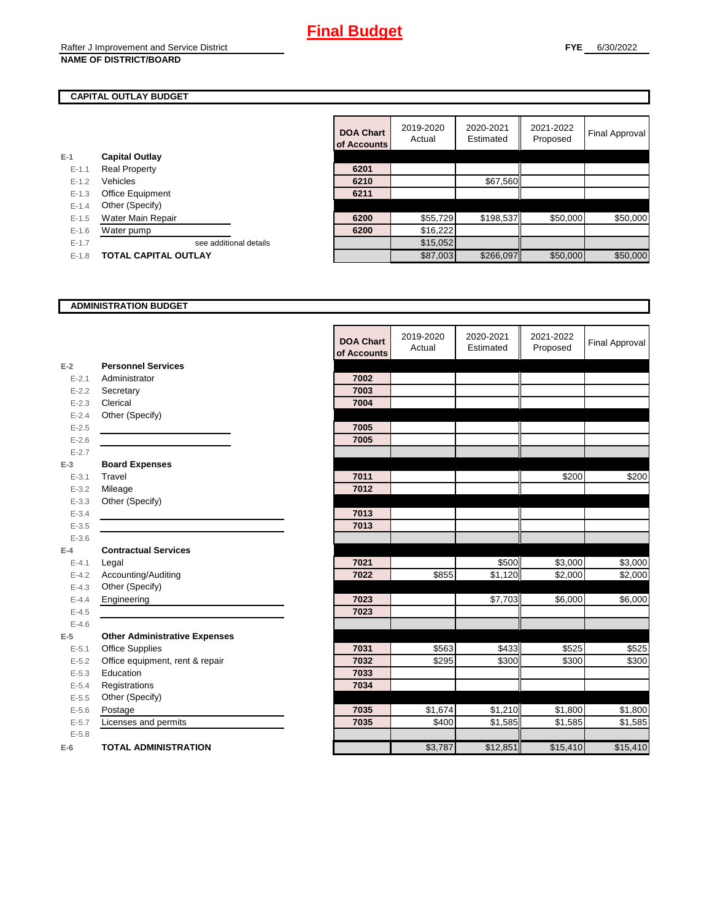# Final Budget

Rafter J Improvement and Service District
**NAME OF DISTRICT/BOARD**

**FYE** 6/30/2022

## CAPITAL OUTLAY BUDGET

| | | DOA Chart of Accounts | 2019-2020 Actual | 2020-2021 Estimated | 2021-2022 Proposed | Final Approval |
|---|---|---|---|---|---|---|
| E-1 | **Capital Outlay** | | | | | |
| E-1.1 | Real Property | 6201 | | | | |
| E-1.2 | Vehicles | 6210 | | $67,560 | | |
| E-1.3 | Office Equipment | 6211 | | | | |
| E-1.4 | Other (Specify) | | | | | |
| E-1.5 | Water Main Repair | 6200 | $55,729 | $198,537 | $50,000 | $50,000 |
| E-1.6 | Water pump | 6200 | $16,222 | | | |
| E-1.7 | see additional details | | $15,052 | | | |
| E-1.8 | **TOTAL CAPITAL OUTLAY** | | $87,003 | $266,097 | $50,000 | $50,000 |

## ADMINISTRATION BUDGET

| | | DOA Chart of Accounts | 2019-2020 Actual | 2020-2021 Estimated | 2021-2022 Proposed | Final Approval |
|---|---|---|---|---|---|---|
| E-2 | **Personnel Services** | | | | | |
| E-2.1 | Administrator | 7002 | | | | |
| E-2.2 | Secretary | 7003 | | | | |
| E-2.3 | Clerical | 7004 | | | | |
| E-2.4 | Other (Specify) | | | | | |
| E-2.5 | | 7005 | | | | |
| E-2.6 | | 7005 | | | | |
| E-2.7 | | | | | | |
| E-3 | **Board Expenses** | | | | | |
| E-3.1 | Travel | 7011 | | | $200 | $200 |
| E-3.2 | Mileage | 7012 | | | | |
| E-3.3 | Other (Specify) | | | | | |
| E-3.4 | | 7013 | | | | |
| E-3.5 | | 7013 | | | | |
| E-3.6 | | | | | | |
| E-4 | **Contractual Services** | | | | | |
| E-4.1 | Legal | 7021 | | $500 | $3,000 | $3,000 |
| E-4.2 | Accounting/Auditing | 7022 | $855 | $1,120 | $2,000 | $2,000 |
| E-4.3 | Other (Specify) | | | | | |
| E-4.4 | Engineering | 7023 | | $7,703 | $6,000 | $6,000 |
| E-4.5 | | 7023 | | | | |
| E-4.6 | | | | | | |
| E-5 | **Other Administrative Expenses** | | | | | |
| E-5.1 | Office Supplies | 7031 | $563 | $433 | $525 | $525 |
| E-5.2 | Office equipment, rent & repair | 7032 | $295 | $300 | $300 | $300 |
| E-5.3 | Education | 7033 | | | | |
| E-5.4 | Registrations | 7034 | | | | |
| E-5.5 | Other (Specify) | | | | | |
| E-5.6 | Postage | 7035 | $1,674 | $1,210 | $1,800 | $1,800 |
| E-5.7 | Licenses and permits | 7035 | $400 | $1,585 | $1,585 | $1,585 |
| E-5.8 | | | | | | |
| E-6 | **TOTAL ADMINISTRATION** | | $3,787 | $12,851 | $15,410 | $15,410 |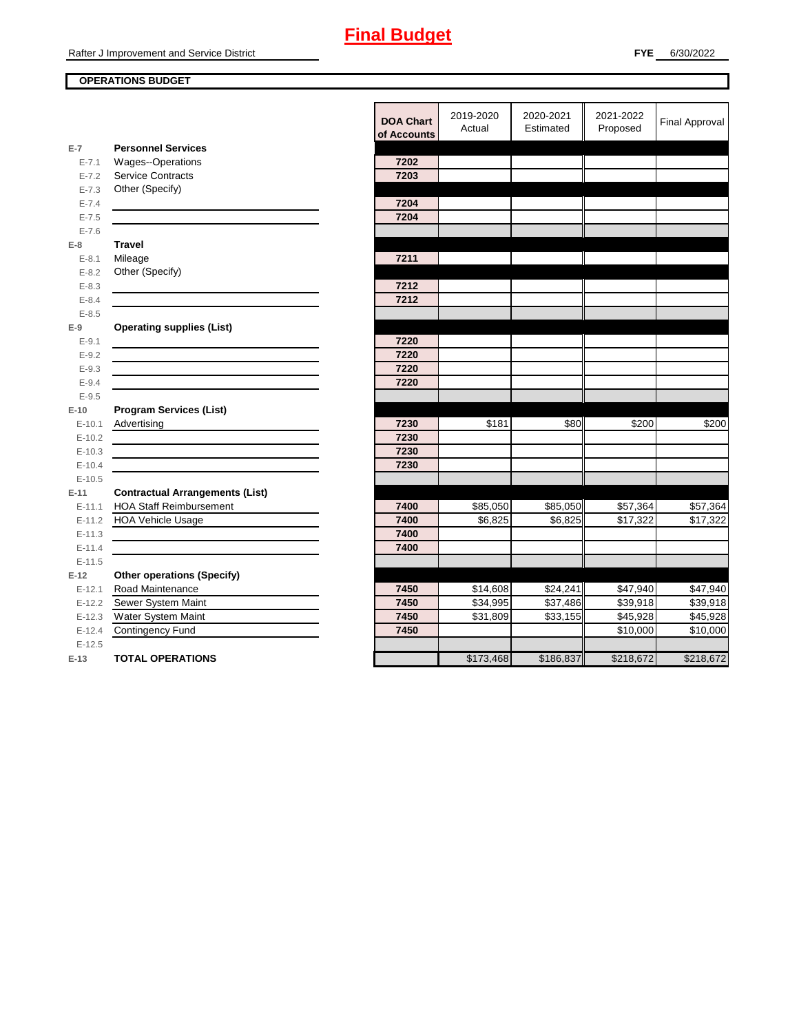# Final Budget

Rafter J Improvement and Service District

**FYE** 6/30/2022

**OPERATIONS BUDGET**

| | | DOA Chart of Accounts | 2019-2020 Actual | 2020-2021 Estimated | 2021-2022 Proposed | Final Approval |
|---|---|---|---|---|---|---|
| **E-7** | **Personnel Services** | | | | | |
| E-7.1 | Wages--Operations | 7202 | | | | |
| E-7.2 | Service Contracts | 7203 | | | | |
| E-7.3 | Other (Specify) | | | | | |
| E-7.4 | | 7204 | | | | |
| E-7.5 | | 7204 | | | | |
| E-7.6 | | | | | | |
| **E-8** | **Travel** | | | | | |
| E-8.1 | Mileage | 7211 | | | | |
| E-8.2 | Other (Specify) | | | | | |
| E-8.3 | | 7212 | | | | |
| E-8.4 | | 7212 | | | | |
| E-8.5 | | | | | | |
| **E-9** | **Operating supplies (List)** | | | | | |
| E-9.1 | | 7220 | | | | |
| E-9.2 | | 7220 | | | | |
| E-9.3 | | 7220 | | | | |
| E-9.4 | | 7220 | | | | |
| E-9.5 | | | | | | |
| **E-10** | **Program Services (List)** | | | | | |
| E-10.1 | Advertising | 7230 | $181 | $80 | $200 | $200 |
| E-10.2 | | 7230 | | | | |
| E-10.3 | | 7230 | | | | |
| E-10.4 | | 7230 | | | | |
| E-10.5 | | | | | | |
| **E-11** | **Contractual Arrangements (List)** | | | | | |
| E-11.1 | HOA Staff Reimbursement | 7400 | $85,050 | $85,050 | $57,364 | $57,364 |
| E-11.2 | HOA Vehicle Usage | 7400 | $6,825 | $6,825 | $17,322 | $17,322 |
| E-11.3 | | 7400 | | | | |
| E-11.4 | | 7400 | | | | |
| E-11.5 | | | | | | |
| **E-12** | **Other operations (Specify)** | | | | | |
| E-12.1 | Road Maintenance | 7450 | $14,608 | $24,241 | $47,940 | $47,940 |
| E-12.2 | Sewer System Maint | 7450 | $34,995 | $37,486 | $39,918 | $39,918 |
| E-12.3 | Water System Maint | 7450 | $31,809 | $33,155 | $45,928 | $45,928 |
| E-12.4 | Contingency Fund | 7450 | | | $10,000 | $10,000 |
| E-12.5 | | | | | | |
| **E-13** | **TOTAL OPERATIONS** | | $173,468 | $186,837 | $218,672 | $218,672 |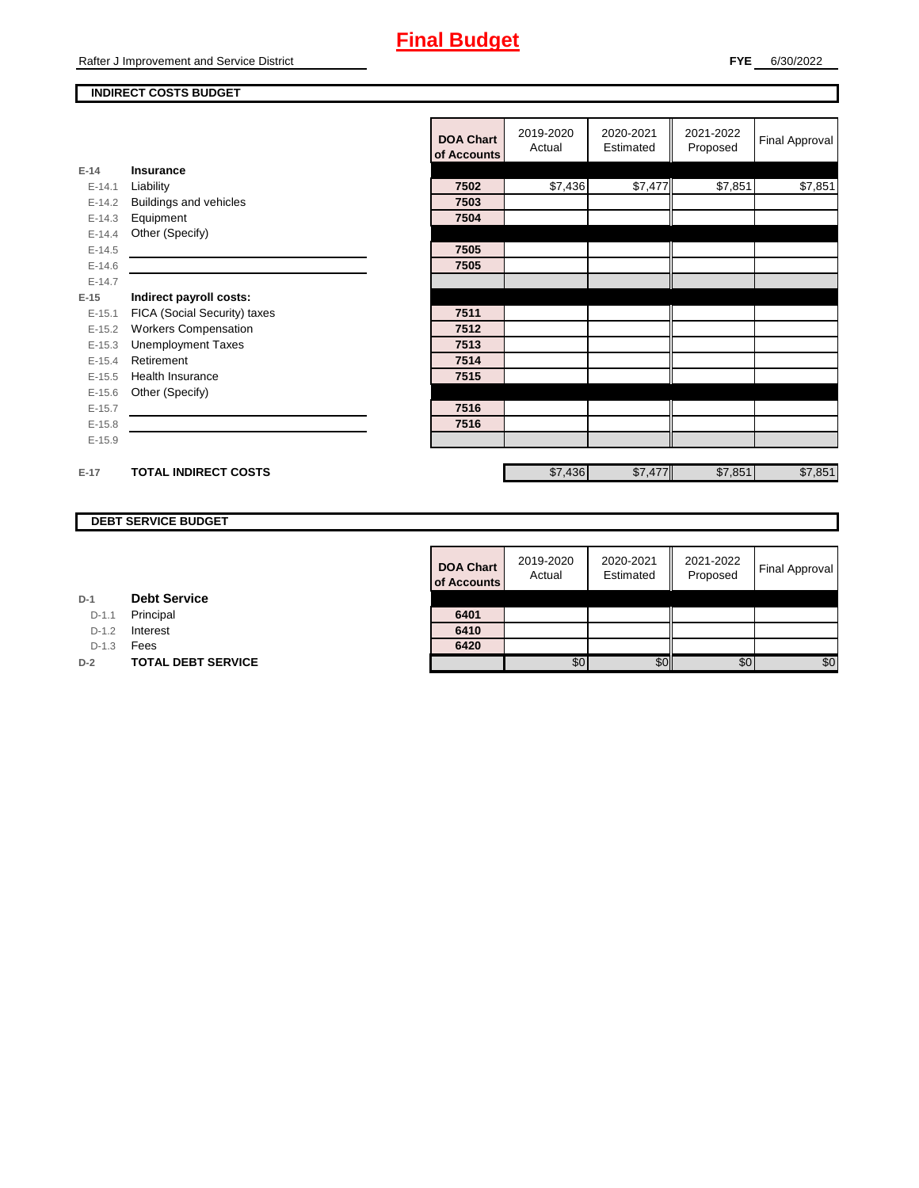# Final Budget

Rafter J Improvement and Service District

**FYE** 6/30/2022

**INDIRECT COSTS BUDGET**

| | | DOA Chart of Accounts | 2019-2020 Actual | 2020-2021 Estimated | 2021-2022 Proposed | Final Approval |
|---|---|---|---|---|---|---|
| **E-14** | **Insurance** | | | | | |
| E-14.1 | Liability | 7502 | $7,436 | $7,477 | $7,851 | $7,851 |
| E-14.2 | Buildings and vehicles | 7503 | | | | |
| E-14.3 | Equipment | 7504 | | | | |
| E-14.4 | Other (Specify) | | | | | |
| E-14.5 | | 7505 | | | | |
| E-14.6 | | 7505 | | | | |
| E-14.7 | | | | | | |
| **E-15** | **Indirect payroll costs:** | | | | | |
| E-15.1 | FICA (Social Security) taxes | 7511 | | | | |
| E-15.2 | Workers Compensation | 7512 | | | | |
| E-15.3 | Unemployment Taxes | 7513 | | | | |
| E-15.4 | Retirement | 7514 | | | | |
| E-15.5 | Health Insurance | 7515 | | | | |
| E-15.6 | Other (Specify) | | | | | |
| E-15.7 | | 7516 | | | | |
| E-15.8 | | 7516 | | | | |
| E-15.9 | | | | | | |
| **E-17** | **TOTAL INDIRECT COSTS** | | $7,436 | $7,477 | $7,851 | $7,851 |

**DEBT SERVICE BUDGET**

| | | DOA Chart of Accounts | 2019-2020 Actual | 2020-2021 Estimated | 2021-2022 Proposed | Final Approval |
|---|---|---|---|---|---|---|
| **D-1** | **Debt Service** | | | | | |
| D-1.1 | Principal | 6401 | | | | |
| D-1.2 | Interest | 6410 | | | | |
| D-1.3 | Fees | 6420 | | | | |
| **D-2** | **TOTAL DEBT SERVICE** | | $0 | $0 | $0 | $0 |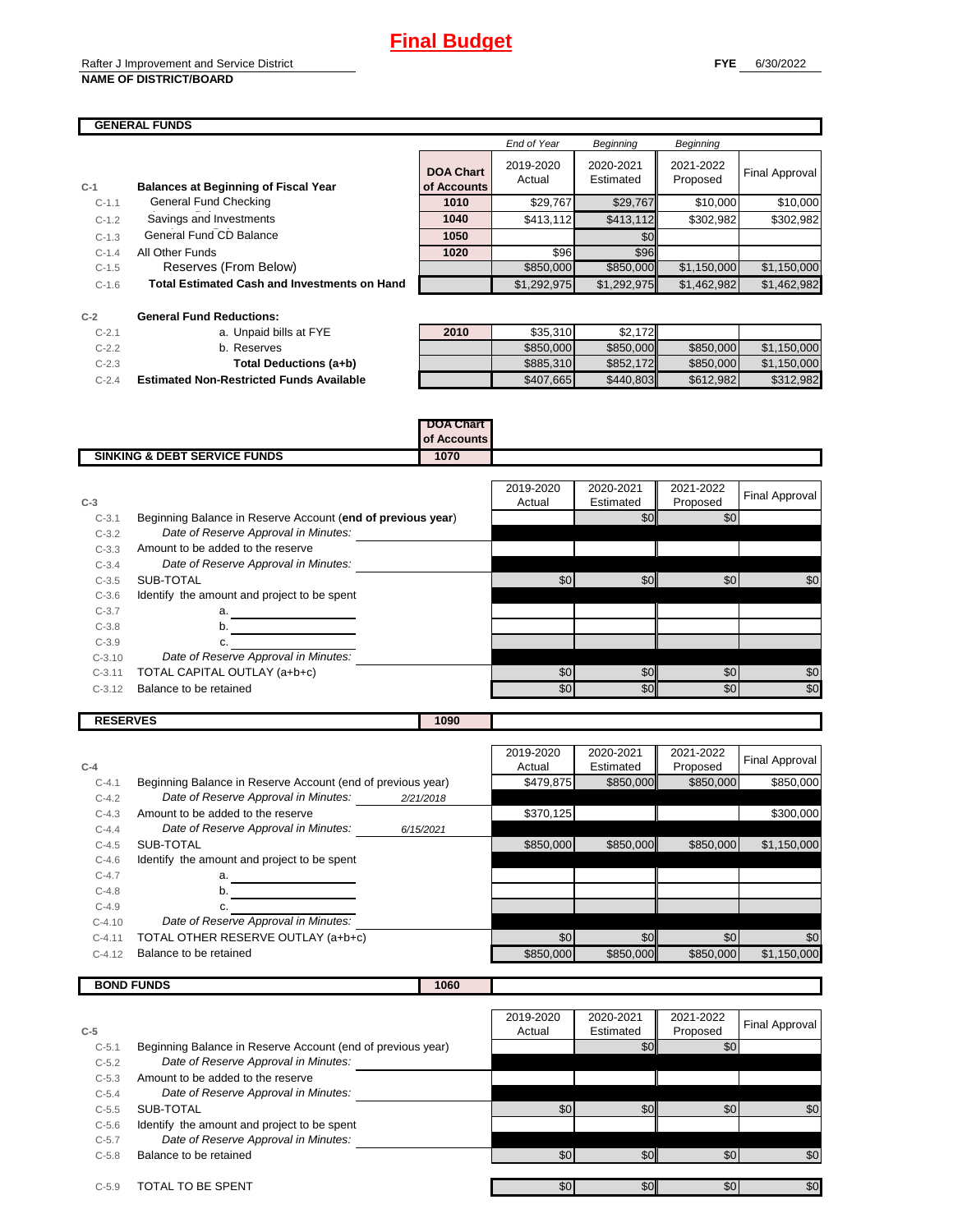# Final Budget

Rafter J Improvement and Service District
**NAME OF DISTRICT/BOARD**

**FYE** 6/30/2022

## GENERAL FUNDS

| | | DOA Chart of Accounts | End of Year 2019-2020 Actual | Beginning 2020-2021 Estimated | Beginning 2021-2022 Proposed | Final Approval |
|---|---|---|---|---|---|---|
| **C-1** | **Balances at Beginning of Fiscal Year** | | | | | |
| C-1.1 | General Fund Checking | 1010 | $29,767 | $29,767 | $10,000 | $10,000 |
| C-1.2 | Savings and Investments | 1040 | $413,112 | $413,112 | $302,982 | $302,982 |
| C-1.3 | General Fund CD Balance | 1050 | | $0 | | |
| C-1.4 | All Other Funds | 1020 | $96 | $96 | | |
| C-1.5 | Reserves (From Below) | | $850,000 | $850,000 | $1,150,000 | $1,150,000 |
| C-1.6 | **Total Estimated Cash and Investments on Hand** | | $1,292,975 | $1,292,975 | $1,462,982 | $1,462,982 |
| **C-2** | **General Fund Reductions:** | | | | | |
| C-2.1 | a. Unpaid bills at FYE | 2010 | $35,310 | $2,172 | | |
| C-2.2 | b. Reserves | | $850,000 | $850,000 | $850,000 | $1,150,000 |
| C-2.3 | **Total Deductions (a+b)** | | $885,310 | $852,172 | $850,000 | $1,150,000 |
| C-2.4 | **Estimated Non-Restricted Funds Available** | | $407,665 | $440,803 | $612,982 | $312,982 |

## SINKING & DEBT SERVICE FUNDS (DOA Chart of Accounts: 1070)

| | **C-3** | 2019-2020 Actual | 2020-2021 Estimated | 2021-2022 Proposed | Final Approval |
|---|---|---|---|---|---|
| C-3.1 | Beginning Balance in Reserve Account (**end of previous year**) | | $0 | $0 | |
| C-3.2 | *Date of Reserve Approval in Minutes:* | | | | |
| C-3.3 | Amount to be added to the reserve | | | | |
| C-3.4 | *Date of Reserve Approval in Minutes:* | | | | |
| C-3.5 | SUB-TOTAL | $0 | $0 | $0 | $0 |
| C-3.6 | Identify the amount and project to be spent | | | | |
| C-3.7 | a. | | | | |
| C-3.8 | b. | | | | |
| C-3.9 | c. | | | | |
| C-3.10 | *Date of Reserve Approval in Minutes:* | | | | |
| C-3.11 | TOTAL CAPITAL OUTLAY (a+b+c) | $0 | $0 | $0 | $0 |
| C-3.12 | Balance to be retained | $0 | $0 | $0 | $0 |

## RESERVES (1090)

| | **C-4** | | 2019-2020 Actual | 2020-2021 Estimated | 2021-2022 Proposed | Final Approval |
|---|---|---|---|---|---|---|
| C-4.1 | Beginning Balance in Reserve Account (end of previous year) | | $479,875 | $850,000 | $850,000 | $850,000 |
| C-4.2 | *Date of Reserve Approval in Minutes:* | *2/21/2018* | | | | |
| C-4.3 | Amount to be added to the reserve | | $370,125 | | | $300,000 |
| C-4.4 | *Date of Reserve Approval in Minutes:* | *6/15/2021* | | | | |
| C-4.5 | SUB-TOTAL | | $850,000 | $850,000 | $850,000 | $1,150,000 |
| C-4.6 | Identify the amount and project to be spent | | | | | |
| C-4.7 | a. | | | | | |
| C-4.8 | b. | | | | | |
| C-4.9 | c. | | | | | |
| C-4.10 | *Date of Reserve Approval in Minutes:* | | | | | |
| C-4.11 | TOTAL OTHER RESERVE OUTLAY (a+b+c) | | $0 | $0 | $0 | $0 |
| C-4.12 | Balance to be retained | | $850,000 | $850,000 | $850,000 | $1,150,000 |

## BOND FUNDS (1060)

| | **C-5** | 2019-2020 Actual | 2020-2021 Estimated | 2021-2022 Proposed | Final Approval |
|---|---|---|---|---|---|
| C-5.1 | Beginning Balance in Reserve Account (end of previous year) | | $0 | $0 | |
| C-5.2 | *Date of Reserve Approval in Minutes:* | | | | |
| C-5.3 | Amount to be added to the reserve | | | | |
| C-5.4 | *Date of Reserve Approval in Minutes:* | | | | |
| C-5.5 | SUB-TOTAL | $0 | $0 | $0 | $0 |
| C-5.6 | Identify the amount and project to be spent | | | | |
| C-5.7 | *Date of Reserve Approval in Minutes:* | | | | |
| C-5.8 | Balance to be retained | $0 | $0 | $0 | $0 |
| C-5.9 | TOTAL TO BE SPENT | $0 | $0 | $0 | $0 |